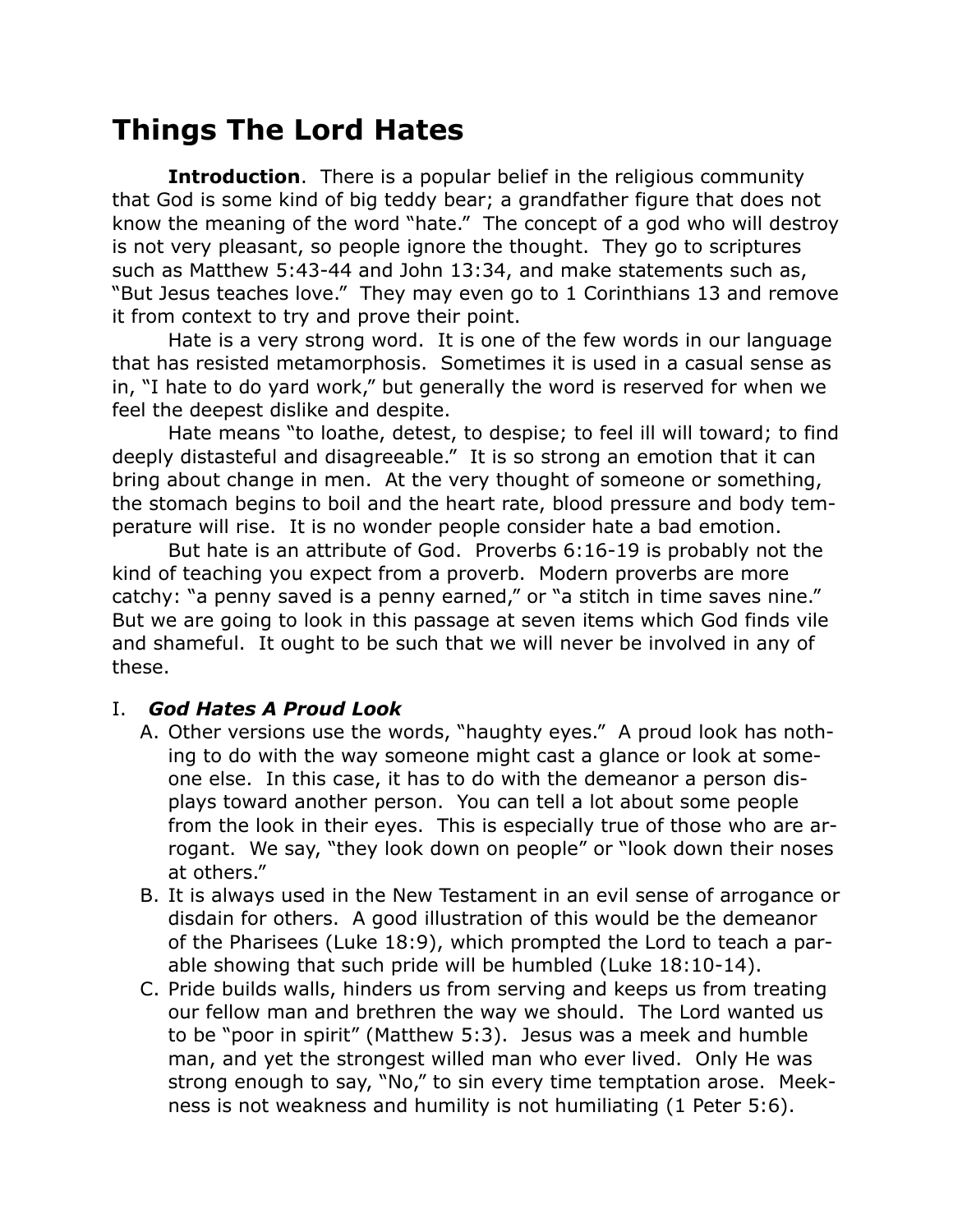# Things The Lord Hates

**Introduction**. There is a popular belief in the religious community that God is some kind of big teddy bear; a grandfather figure that does not know the meaning of the word "hate." The concept of a god who will destroy is not very pleasant, so people ignore the thought. They go to scriptures such as Matthew 5:43-44 and John 13:34, and make statements such as, "But Jesus teaches love." They may even go to 1 Corinthians 13 and remove it from context to try and prove their point.

Hate is a very strong word. It is one of the few words in our language that has resisted metamorphosis. Sometimes it is used in a casual sense as in, "I hate to do yard work," but generally the word is reserved for when we feel the deepest dislike and despite.

Hate means "to loathe, detest, to despise; to feel ill will toward; to find deeply distasteful and disagreeable." It is so strong an emotion that it can bring about change in men. At the very thought of someone or something, the stomach begins to boil and the heart rate, blood pressure and body temperature will rise. It is no wonder people consider hate a bad emotion.

But hate is an attribute of God. Proverbs 6:16-19 is probably not the kind of teaching you expect from a proverb. Modern proverbs are more catchy: "a penny saved is a penny earned," or "a stitch in time saves nine." But we are going to look in this passage at seven items which God finds vile and shameful. It ought to be such that we will never be involved in any of these.

I. ***God Hates A Proud Look***

A. Other versions use the words, "haughty eyes." A proud look has nothing to do with the way someone might cast a glance or look at someone else. In this case, it has to do with the demeanor a person displays toward another person. You can tell a lot about some people from the look in their eyes. This is especially true of those who are arrogant. We say, "they look down on people" or "look down their noses at others."

B. It is always used in the New Testament in an evil sense of arrogance or disdain for others. A good illustration of this would be the demeanor of the Pharisees (Luke 18:9), which prompted the Lord to teach a parable showing that such pride will be humbled (Luke 18:10-14).

C. Pride builds walls, hinders us from serving and keeps us from treating our fellow man and brethren the way we should. The Lord wanted us to be "poor in spirit" (Matthew 5:3). Jesus was a meek and humble man, and yet the strongest willed man who ever lived. Only He was strong enough to say, "No," to sin every time temptation arose. Meekness is not weakness and humility is not humiliating (1 Peter 5:6).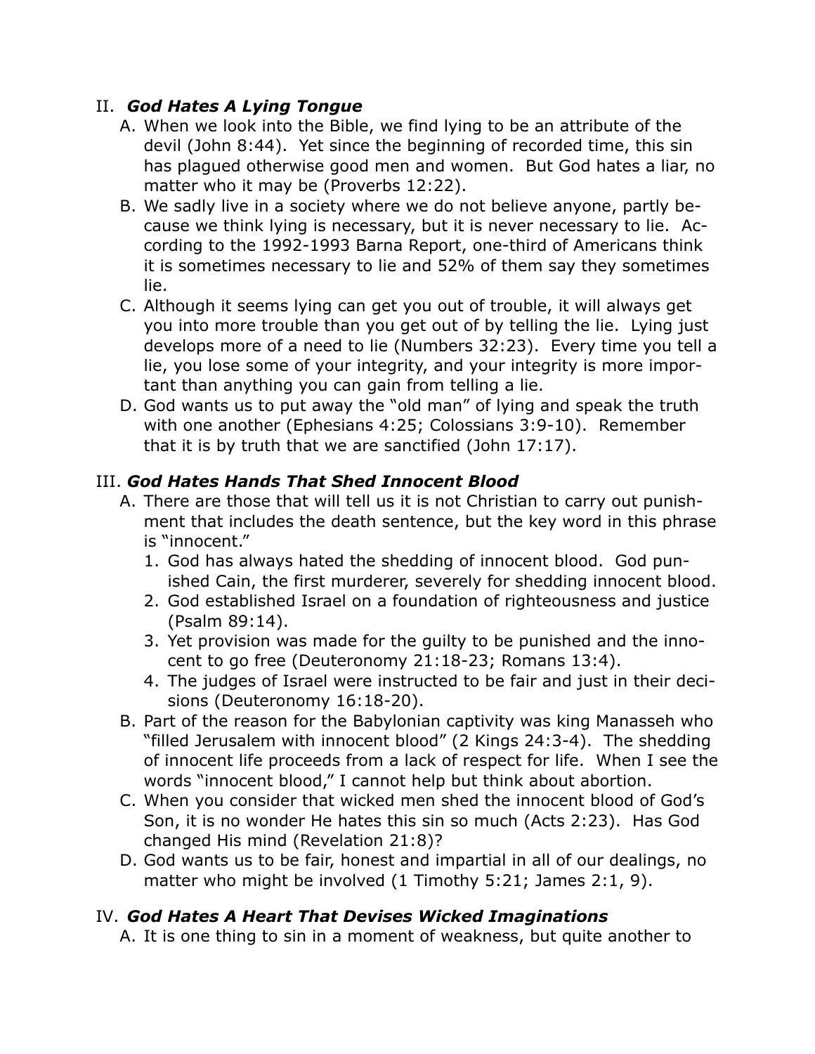## II. ***God Hates A Lying Tongue***

A. When we look into the Bible, we find lying to be an attribute of the devil (John 8:44). Yet since the beginning of recorded time, this sin has plagued otherwise good men and women. But God hates a liar, no matter who it may be (Proverbs 12:22).

B. We sadly live in a society where we do not believe anyone, partly because we think lying is necessary, but it is never necessary to lie. According to the 1992-1993 Barna Report, one-third of Americans think it is sometimes necessary to lie and 52% of them say they sometimes lie.

C. Although it seems lying can get you out of trouble, it will always get you into more trouble than you get out of by telling the lie. Lying just develops more of a need to lie (Numbers 32:23). Every time you tell a lie, you lose some of your integrity, and your integrity is more important than anything you can gain from telling a lie.

D. God wants us to put away the "old man" of lying and speak the truth with one another (Ephesians 4:25; Colossians 3:9-10). Remember that it is by truth that we are sanctified (John 17:17).

## III. ***God Hates Hands That Shed Innocent Blood***

A. There are those that will tell us it is not Christian to carry out punishment that includes the death sentence, but the key word in this phrase is "innocent."
   1. God has always hated the shedding of innocent blood. God punished Cain, the first murderer, severely for shedding innocent blood.
   2. God established Israel on a foundation of righteousness and justice (Psalm 89:14).
   3. Yet provision was made for the guilty to be punished and the innocent to go free (Deuteronomy 21:18-23; Romans 13:4).
   4. The judges of Israel were instructed to be fair and just in their decisions (Deuteronomy 16:18-20).

B. Part of the reason for the Babylonian captivity was king Manasseh who "filled Jerusalem with innocent blood" (2 Kings 24:3-4). The shedding of innocent life proceeds from a lack of respect for life. When I see the words "innocent blood," I cannot help but think about abortion.

C. When you consider that wicked men shed the innocent blood of God's Son, it is no wonder He hates this sin so much (Acts 2:23). Has God changed His mind (Revelation 21:8)?

D. God wants us to be fair, honest and impartial in all of our dealings, no matter who might be involved (1 Timothy 5:21; James 2:1, 9).

## IV. ***God Hates A Heart That Devises Wicked Imaginations***

A. It is one thing to sin in a moment of weakness, but quite another to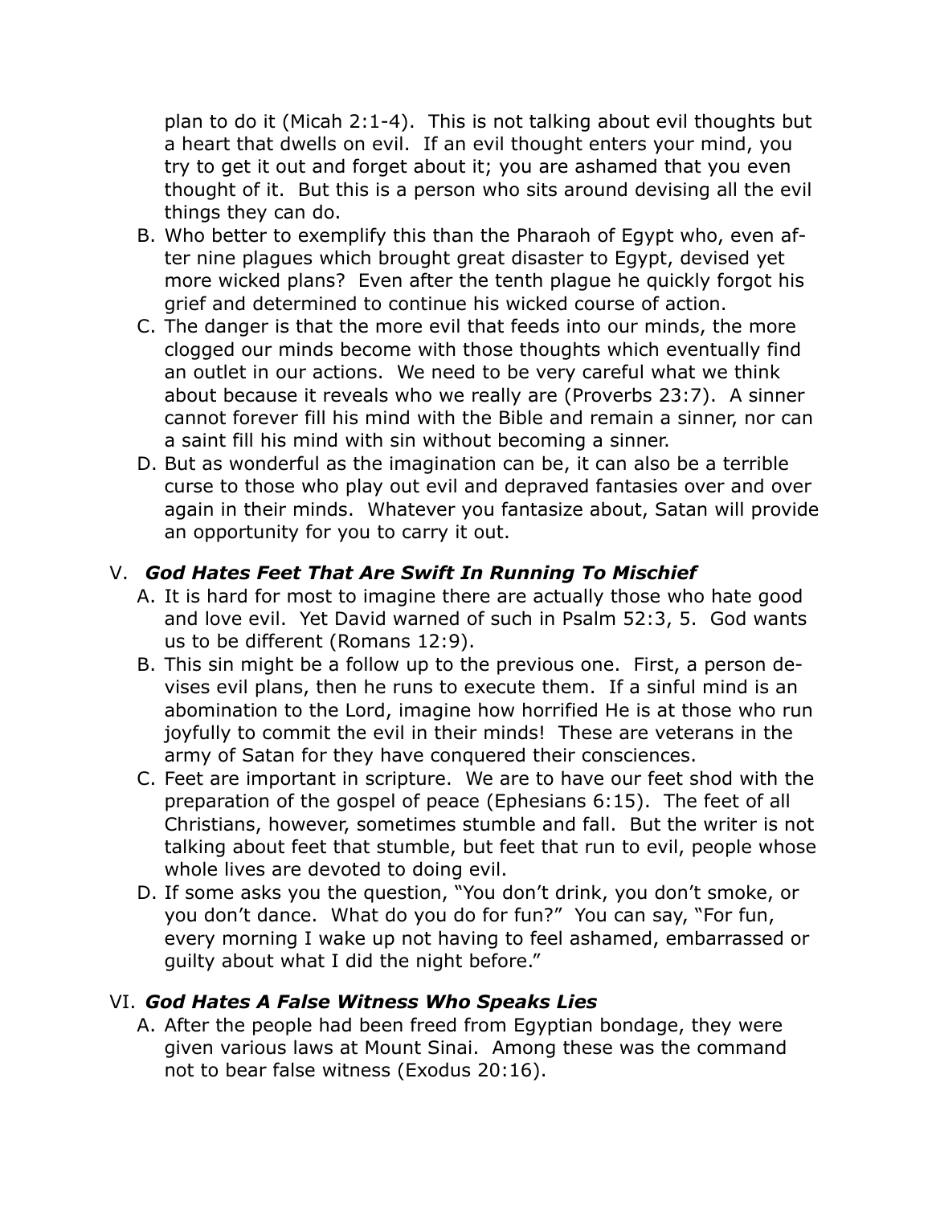plan to do it (Micah 2:1-4). This is not talking about evil thoughts but a heart that dwells on evil. If an evil thought enters your mind, you try to get it out and forget about it; you are ashamed that you even thought of it. But this is a person who sits around devising all the evil things they can do.

B. Who better to exemplify this than the Pharaoh of Egypt who, even after nine plagues which brought great disaster to Egypt, devised yet more wicked plans? Even after the tenth plague he quickly forgot his grief and determined to continue his wicked course of action.
C. The danger is that the more evil that feeds into our minds, the more clogged our minds become with those thoughts which eventually find an outlet in our actions. We need to be very careful what we think about because it reveals who we really are (Proverbs 23:7). A sinner cannot forever fill his mind with the Bible and remain a sinner, nor can a saint fill his mind with sin without becoming a sinner.
D. But as wonderful as the imagination can be, it can also be a terrible curse to those who play out evil and depraved fantasies over and over again in their minds. Whatever you fantasize about, Satan will provide an opportunity for you to carry it out.

## V. ***God Hates Feet That Are Swift In Running To Mischief***

A. It is hard for most to imagine there are actually those who hate good and love evil. Yet David warned of such in Psalm 52:3, 5. God wants us to be different (Romans 12:9).
B. This sin might be a follow up to the previous one. First, a person devises evil plans, then he runs to execute them. If a sinful mind is an abomination to the Lord, imagine how horrified He is at those who run joyfully to commit the evil in their minds! These are veterans in the army of Satan for they have conquered their consciences.
C. Feet are important in scripture. We are to have our feet shod with the preparation of the gospel of peace (Ephesians 6:15). The feet of all Christians, however, sometimes stumble and fall. But the writer is not talking about feet that stumble, but feet that run to evil, people whose whole lives are devoted to doing evil.
D. If some asks you the question, "You don't drink, you don't smoke, or you don't dance. What do you do for fun?" You can say, "For fun, every morning I wake up not having to feel ashamed, embarrassed or guilty about what I did the night before."

## VI. ***God Hates A False Witness Who Speaks Lies***

A. After the people had been freed from Egyptian bondage, they were given various laws at Mount Sinai. Among these was the command not to bear false witness (Exodus 20:16).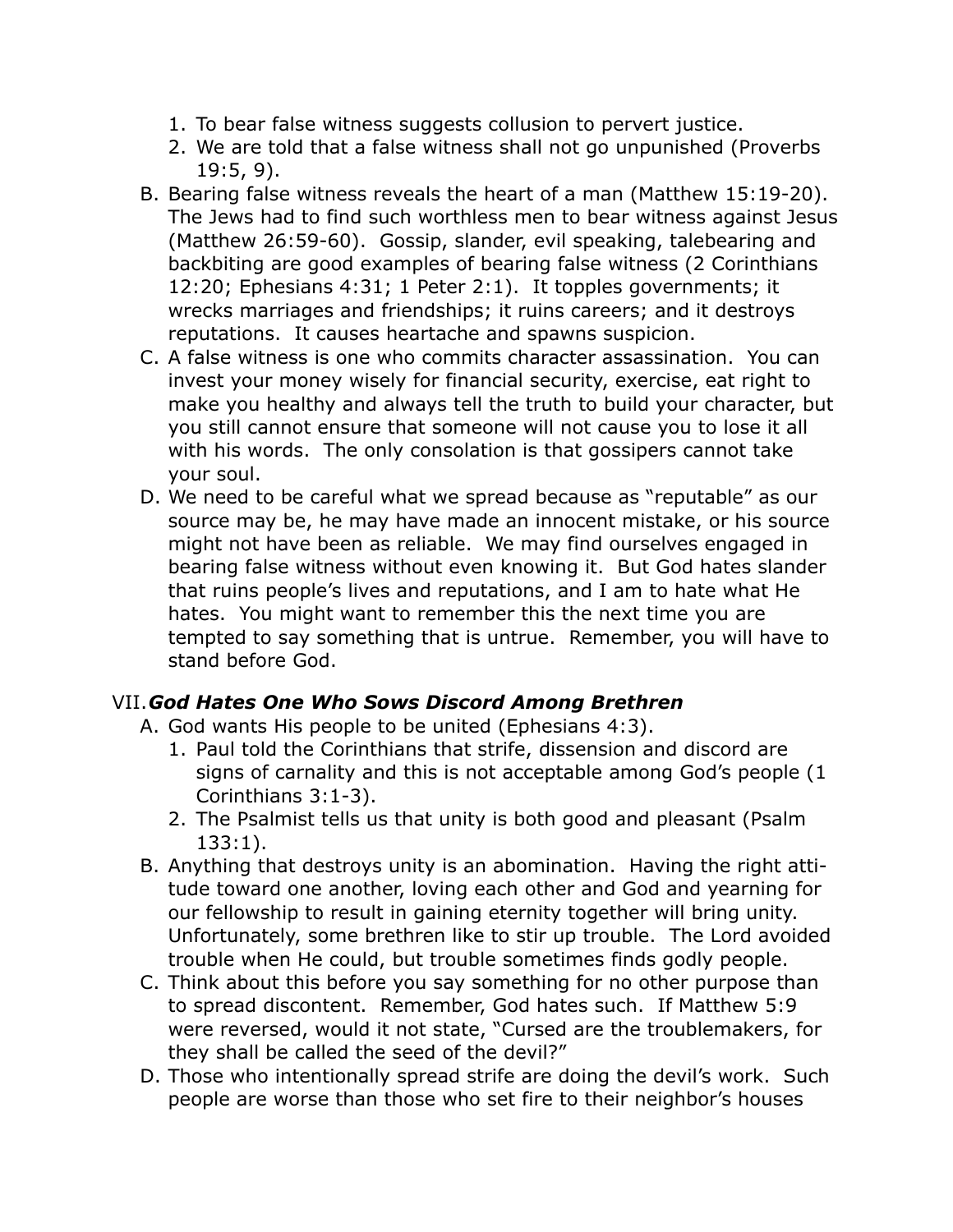1. To bear false witness suggests collusion to pervert justice.
2. We are told that a false witness shall not go unpunished (Proverbs 19:5, 9).

B. Bearing false witness reveals the heart of a man (Matthew 15:19-20). The Jews had to find such worthless men to bear witness against Jesus (Matthew 26:59-60). Gossip, slander, evil speaking, talebearing and backbiting are good examples of bearing false witness (2 Corinthians 12:20; Ephesians 4:31; 1 Peter 2:1). It topples governments; it wrecks marriages and friendships; it ruins careers; and it destroys reputations. It causes heartache and spawns suspicion.

C. A false witness is one who commits character assassination. You can invest your money wisely for financial security, exercise, eat right to make you healthy and always tell the truth to build your character, but you still cannot ensure that someone will not cause you to lose it all with his words. The only consolation is that gossipers cannot take your soul.

D. We need to be careful what we spread because as "reputable" as our source may be, he may have made an innocent mistake, or his source might not have been as reliable. We may find ourselves engaged in bearing false witness without even knowing it. But God hates slander that ruins people's lives and reputations, and I am to hate what He hates. You might want to remember this the next time you are tempted to say something that is untrue. Remember, you will have to stand before God.

### VII. ***God Hates One Who Sows Discord Among Brethren***

A. God wants His people to be united (Ephesians 4:3).

1. Paul told the Corinthians that strife, dissension and discord are signs of carnality and this is not acceptable among God's people (1 Corinthians 3:1-3).
2. The Psalmist tells us that unity is both good and pleasant (Psalm 133:1).

B. Anything that destroys unity is an abomination. Having the right attitude toward one another, loving each other and God and yearning for our fellowship to result in gaining eternity together will bring unity. Unfortunately, some brethren like to stir up trouble. The Lord avoided trouble when He could, but trouble sometimes finds godly people.

C. Think about this before you say something for no other purpose than to spread discontent. Remember, God hates such. If Matthew 5:9 were reversed, would it not state, "Cursed are the troublemakers, for they shall be called the seed of the devil?"

D. Those who intentionally spread strife are doing the devil's work. Such people are worse than those who set fire to their neighbor's houses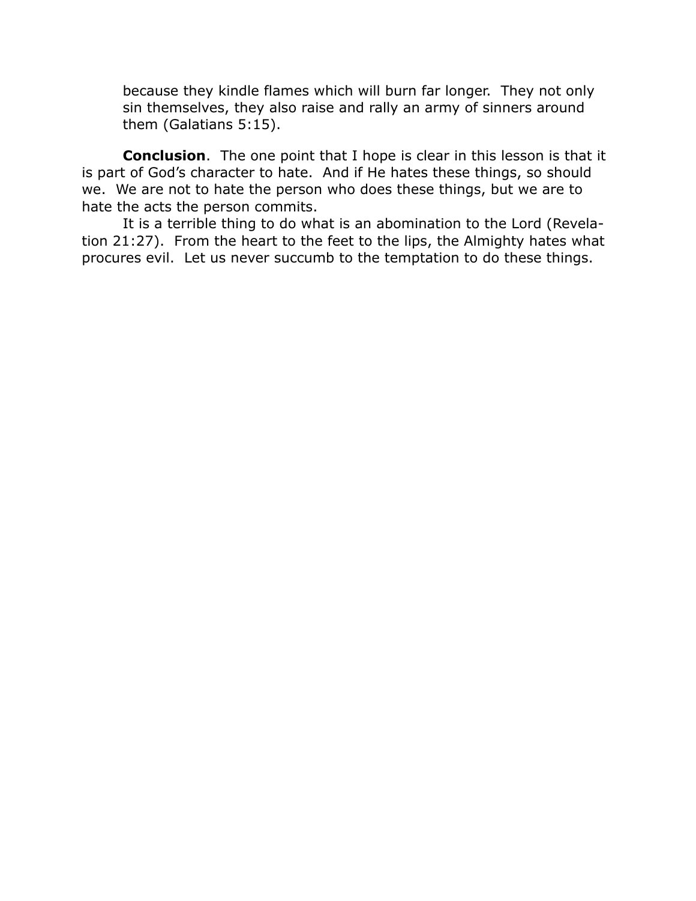because they kindle flames which will burn far longer. They not only sin themselves, they also raise and rally an army of sinners around them (Galatians 5:15).

**Conclusion**. The one point that I hope is clear in this lesson is that it is part of God's character to hate. And if He hates these things, so should we. We are not to hate the person who does these things, but we are to hate the acts the person commits.

It is a terrible thing to do what is an abomination to the Lord (Revelation 21:27). From the heart to the feet to the lips, the Almighty hates what procures evil. Let us never succumb to the temptation to do these things.